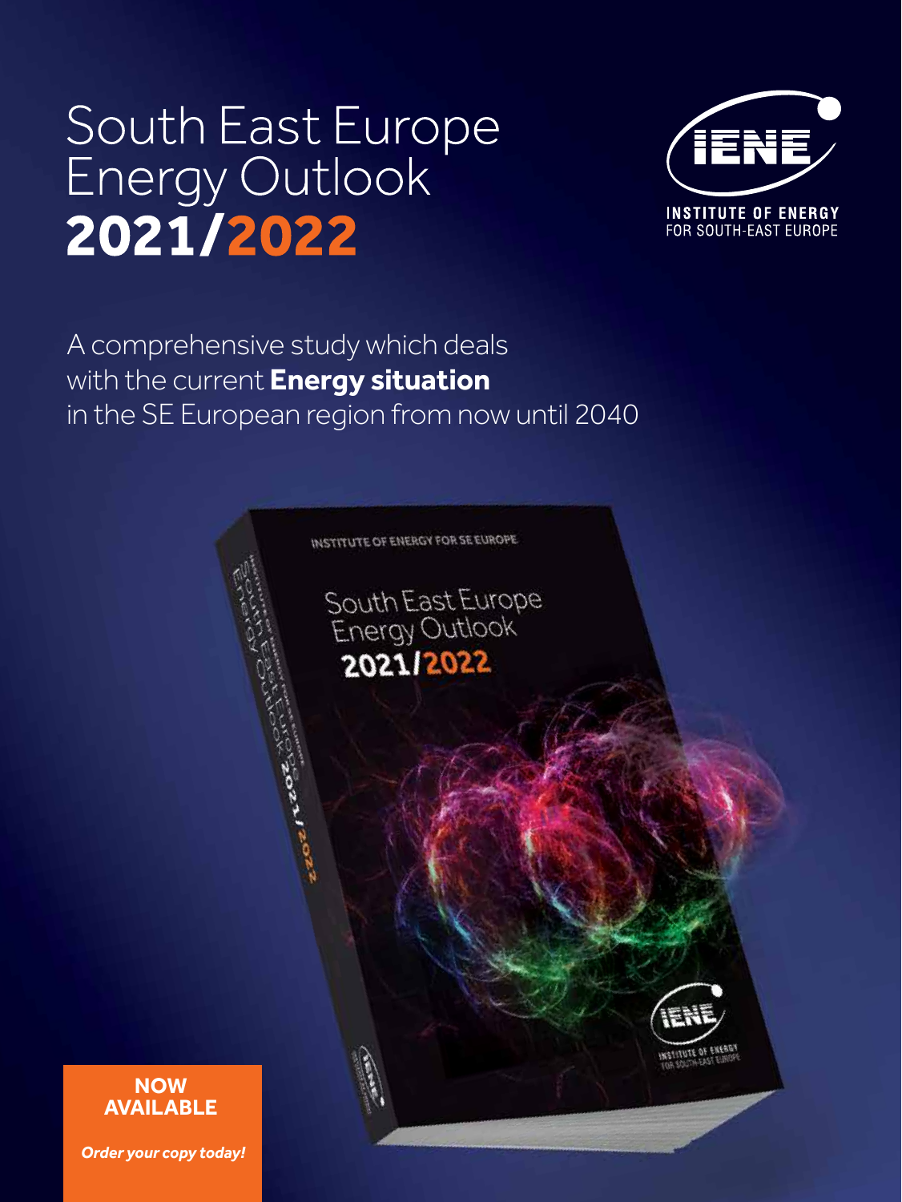# South East Europe Energy Outlook **2021/2022**

**INSTITUTE OF ENERGY**
FOR SOUTH-EAST EUROPE

A comprehensive study which deals with the current **Energy situation** in the SE European region from now until 2040

**NOW AVAILABLE**

***Order your copy today!***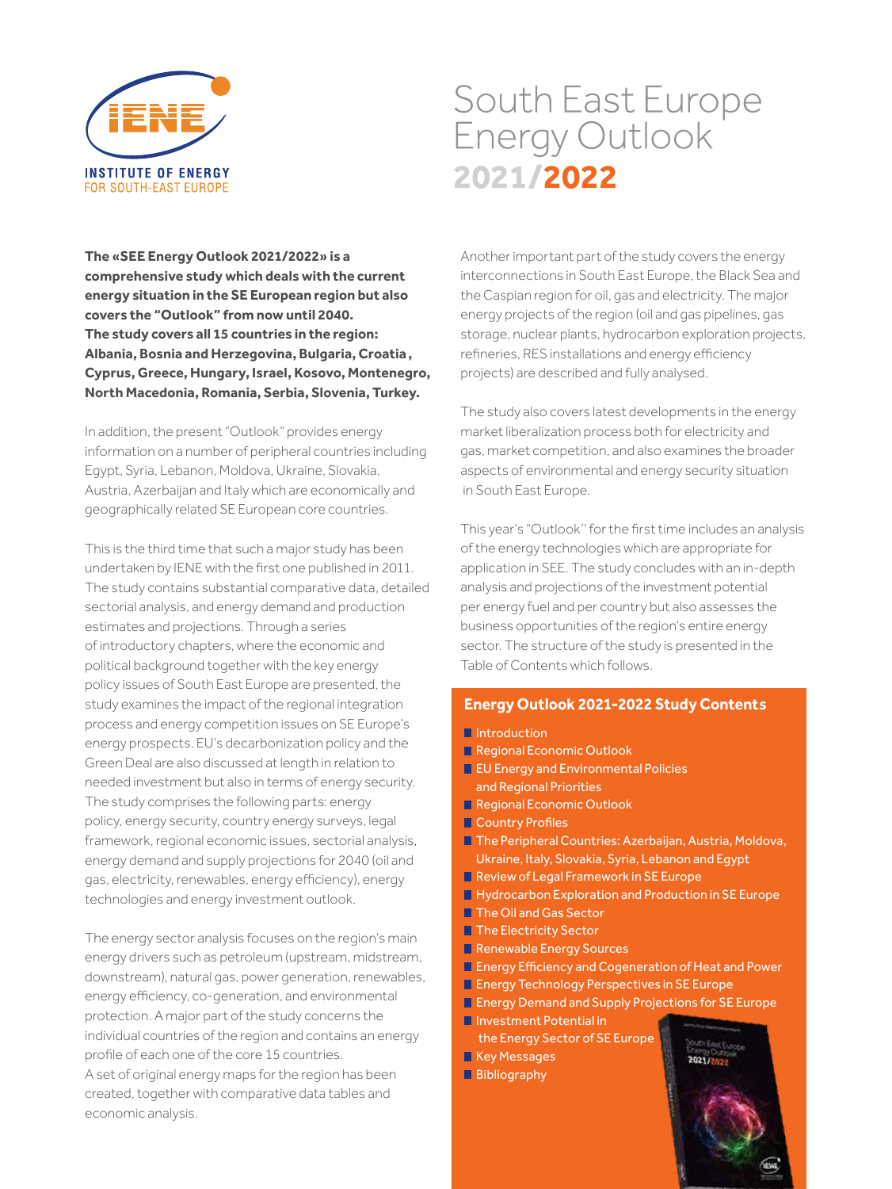INSTITUTE OF ENERGY FOR SOUTH-EAST EUROPE

# South East Europe Energy Outlook 2021/2022

**The «SEE Energy Outlook 2021/2022» is a comprehensive study which deals with the current energy situation in the SE European region but also covers the "Outlook" from now until 2040. The study covers all 15 countries in the region: Albania, Bosnia and Herzegovina, Bulgaria, Croatia, Cyprus, Greece, Hungary, Israel, Kosovo, Montenegro, North Macedonia, Romania, Serbia, Slovenia, Turkey.**

In addition, the present "Outlook" provides energy information on a number of peripheral countries including Egypt, Syria, Lebanon, Moldova, Ukraine, Slovakia, Austria, Azerbaijan and Italy which are economically and geographically related SE European core countries.

This is the third time that such a major study has been undertaken by IENE with the first one published in 2011. The study contains substantial comparative data, detailed sectorial analysis, and energy demand and production estimates and projections. Through a series of introductory chapters, where the economic and political background together with the key energy policy issues of South East Europe are presented, the study examines the impact of the regional integration process and energy competition issues on SE Europe's energy prospects. EU's decarbonization policy and the Green Deal are also discussed at length in relation to needed investment but also in terms of energy security. The study comprises the following parts: energy policy, energy security, country energy surveys, legal framework, regional economic issues, sectorial analysis, energy demand and supply projections for 2040 (oil and gas, electricity, renewables, energy efficiency), energy technologies and energy investment outlook.

The energy sector analysis focuses on the region's main energy drivers such as petroleum (upstream, midstream, downstream), natural gas, power generation, renewables, energy efficiency, co-generation, and environmental protection. A major part of the study concerns the individual countries of the region and contains an energy profile of each one of the core 15 countries. A set of original energy maps for the region has been created, together with comparative data tables and economic analysis.

Another important part of the study covers the energy interconnections in South East Europe, the Black Sea and the Caspian region for oil, gas and electricity. The major energy projects of the region (oil and gas pipelines, gas storage, nuclear plants, hydrocarbon exploration projects, refineries, RES installations and energy efficiency projects) are described and fully analysed.

The study also covers latest developments in the energy market liberalization process both for electricity and gas, market competition, and also examines the broader aspects of environmental and energy security situation in South East Europe.

This year's "Outlook" for the first time includes an analysis of the energy technologies which are appropriate for application in SEE. The study concludes with an in-depth analysis and projections of the investment potential per energy fuel and per country but also assesses the business opportunities of the region's entire energy sector. The structure of the study is presented in the Table of Contents which follows.

## Energy Outlook 2021-2022 Study Contents

- Introduction
- Regional Economic Outlook
- EU Energy and Environmental Policies and Regional Priorities
- Regional Economic Outlook
- Country Profiles
- The Peripheral Countries: Azerbaijan, Austria, Moldova, Ukraine, Italy, Slovakia, Syria, Lebanon and Egypt
- Review of Legal Framework in SE Europe
- Hydrocarbon Exploration and Production in SE Europe
- The Oil and Gas Sector
- The Electricity Sector
- Renewable Energy Sources
- Energy Efficiency and Cogeneration of Heat and Power
- Energy Technology Perspectives in SE Europe
- Energy Demand and Supply Projections for SE Europe
- Investment Potential in the Energy Sector of SE Europe
- Key Messages
- Bibliography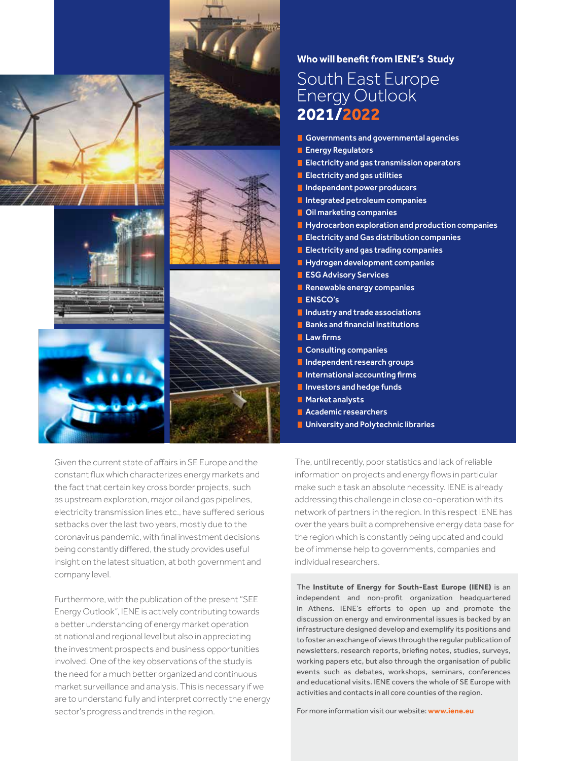**Who will benefit from IENE's Study**

# South East Europe Energy Outlook **2021/2022**

- Governments and governmental agencies
- Energy Regulators
- Electricity and gas transmission operators
- Electricity and gas utilities
- Independent power producers
- Integrated petroleum companies
- Oil marketing companies
- Hydrocarbon exploration and production companies
- Electricity and Gas distribution companies
- Electricity and gas trading companies
- Hydrogen development companies
- ESG Advisory Services
- Renewable energy companies
- ENSCO's
- Industry and trade associations
- Banks and financial institutions
- Law firms
- Consulting companies
- Independent research groups
- International accounting firms
- Investors and hedge funds
- Market analysts
- Academic researchers
- University and Polytechnic libraries

Given the current state of affairs in SE Europe and the constant flux which characterizes energy markets and the fact that certain key cross border projects, such as upstream exploration, major oil and gas pipelines, electricity transmission lines etc., have suffered serious setbacks over the last two years, mostly due to the coronavirus pandemic, with final investment decisions being constantly differed, the study provides useful insight on the latest situation, at both government and company level.

Furthermore, with the publication of the present "SEE Energy Outlook", IENE is actively contributing towards a better understanding of energy market operation at national and regional level but also in appreciating the investment prospects and business opportunities involved. One of the key observations of the study is the need for a much better organized and continuous market surveillance and analysis. This is necessary if we are to understand fully and interpret correctly the energy sector's progress and trends in the region.

The, until recently, poor statistics and lack of reliable information on projects and energy flows in particular make such a task an absolute necessity. IENE is already addressing this challenge in close co-operation with its network of partners in the region. In this respect IENE has over the years built a comprehensive energy data base for the region which is constantly being updated and could be of immense help to governments, companies and individual researchers.

The **Institute of Energy for South-East Europe (IENE)** is an independent and non-profit organization headquartered in Athens. IENE's efforts to open up and promote the discussion on energy and environmental issues is backed by an infrastructure designed develop and exemplify its positions and to foster an exchange of views through the regular publication of newsletters, research reports, briefing notes, studies, surveys, working papers etc, but also through the organisation of public events such as debates, workshops, seminars, conferences and educational visits. IENE covers the whole of SE Europe with activities and contacts in all core counties of the region.

For more information visit our website: **www.iene.eu**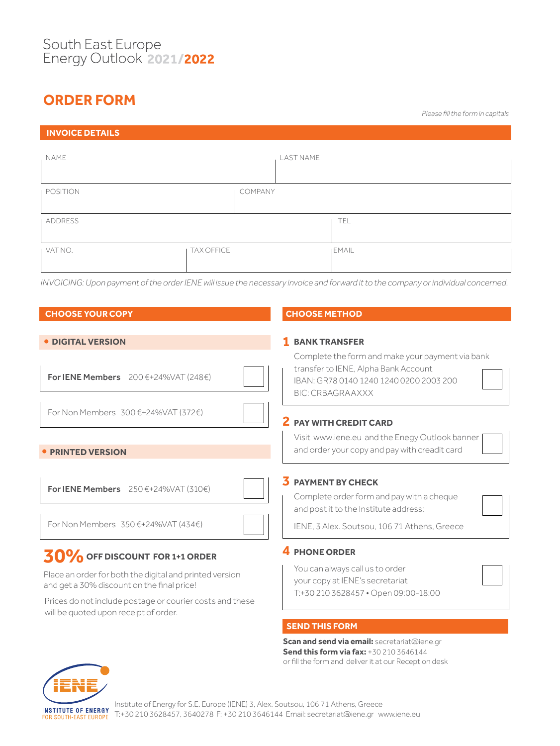South East Europe
Energy Outlook **2021/2022**

# ORDER FORM

*Please fill the form in capitals*

## INVOICE DETAILS

| | |
|---|---|
| NAME | LAST NAME |
| POSITION | COMPANY |
| ADDRESS | TEL |
| VAT NO. / TAX OFFICE | EMAIL |

*INVOICING: Upon payment of the order IENE will issue the necessary invoice and forward it to the company or individual concerned.*

## CHOOSE YOUR COPY

**• DIGITAL VERSION**

- **For IENE Members** 200 €+24%VAT (248€) ☐
- For Non Members 300 €+24%VAT (372€) ☐

**• PRINTED VERSION**

- **For IENE Members** 250 €+24%VAT (310€) ☐
- For Non Members 350 €+24%VAT (434€) ☐

**30% OFF DISCOUNT FOR 1+1 ORDER**

Place an order for both the digital and printed version and get a 30% discount on the final price!

Prices do not include postage or courier costs and these will be quoted upon receipt of order.

## CHOOSE METHOD

**1 BANK TRANSFER** ☐

Complete the form and make your payment via bank transfer to IENE, Alpha Bank Account
IBAN: GR78 0140 1240 1240 0200 2003 200
BIC: CRBAGRAAXXX

**2 PAY WITH CREDIT CARD** ☐

Visit www.iene.eu and the Enegy Outlook banner and order your copy and pay with creadit card

**3 PAYMENT BY CHECK** ☐

Complete order form and pay with a cheque and post it to the Institute address:

IENE, 3 Alex. Soutsou, 106 71 Athens, Greece

**4 PHONE ORDER** ☐

You can always call us to order your copy at IENE's secretariat
T:+30 210 3628457 • Open 09:00-18:00

## SEND THIS FORM

**Scan and send via email:** secretariat@iene.gr
**Send this form via fax:** +30 210 3646144
or fill the form and deliver it at our Reception desk

IENE
INSTITUTE OF ENERGY FOR SOUTH-EAST EUROPE

Institute of Energy for S.E. Europe (IENE) 3, Alex. Soutsou, 106 71 Athens, Greece
T:+30 210 3628457, 3640278 F: +30 210 3646144 Email: secretariat@iene.gr www.iene.eu